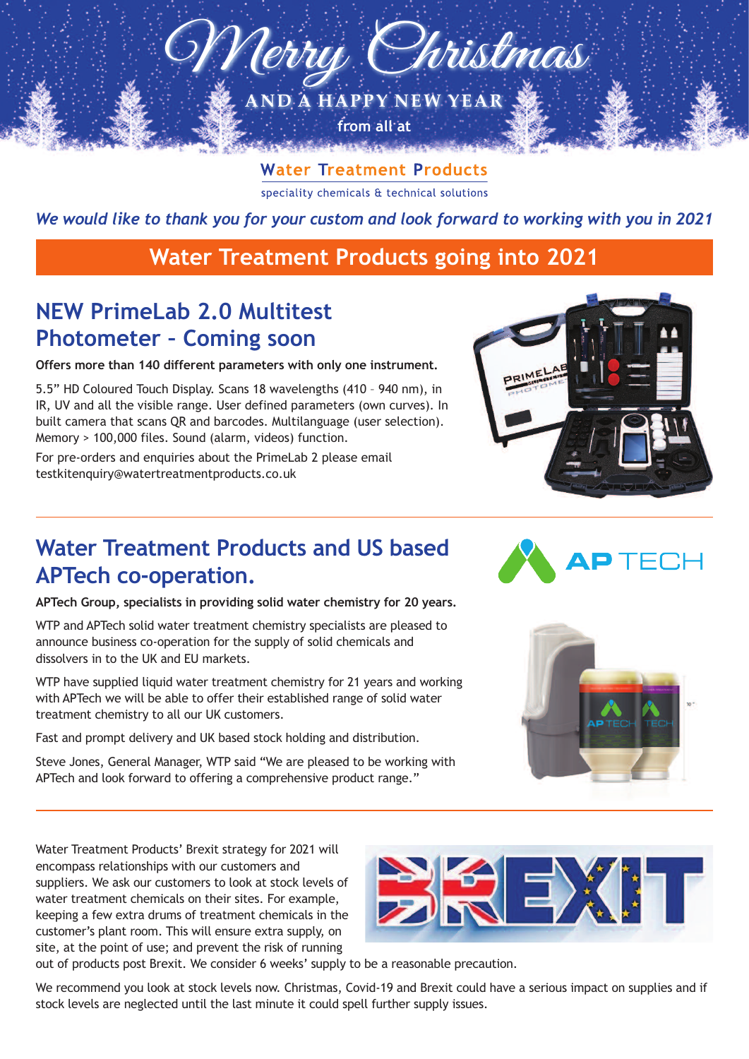# Merry Christmas

AND A HAPPY NEW YEAR

from all at

**Water Treatment Products**

speciality chemicals & technical solutions

*We would like to thank you for your custom and look forward to working with you in 2021*

## Water Treatment Products going into 2021

### NEW PrimeLab 2.0 Multitest Photometer – Coming soon

**Offers more than 140 different parameters with only one instrument.**

5.5" HD Coloured Touch Display. Scans 18 wavelengths (410 – 940 nm), in IR, UV and all the visible range. User defined parameters (own curves). In built camera that scans QR and barcodes. Multilanguage (user selection). Memory > 100,000 files. Sound (alarm, videos) function.

For pre-orders and enquiries about the PrimeLab 2 please email testkitenquiry@watertreatmentproducts.co.uk

### Water Treatment Products and US based APTech co-operation.

**APTech Group, specialists in providing solid water chemistry for 20 years.**

WTP and APTech solid water treatment chemistry specialists are pleased to announce business co-operation for the supply of solid chemicals and dissolvers in to the UK and EU markets.

WTP have supplied liquid water treatment chemistry for 21 years and working with APTech we will be able to offer their established range of solid water treatment chemistry to all our UK customers.

Fast and prompt delivery and UK based stock holding and distribution.

Steve Jones, General Manager, WTP said "We are pleased to be working with APTech and look forward to offering a comprehensive product range."

Water Treatment Products' Brexit strategy for 2021 will encompass relationships with our customers and suppliers. We ask our customers to look at stock levels of water treatment chemicals on their sites. For example, keeping a few extra drums of treatment chemicals in the customer's plant room. This will ensure extra supply, on site, at the point of use; and prevent the risk of running out of products post Brexit. We consider 6 weeks' supply to be a reasonable precaution.

We recommend you look at stock levels now. Christmas, Covid-19 and Brexit could have a serious impact on supplies and if stock levels are neglected until the last minute it could spell further supply issues.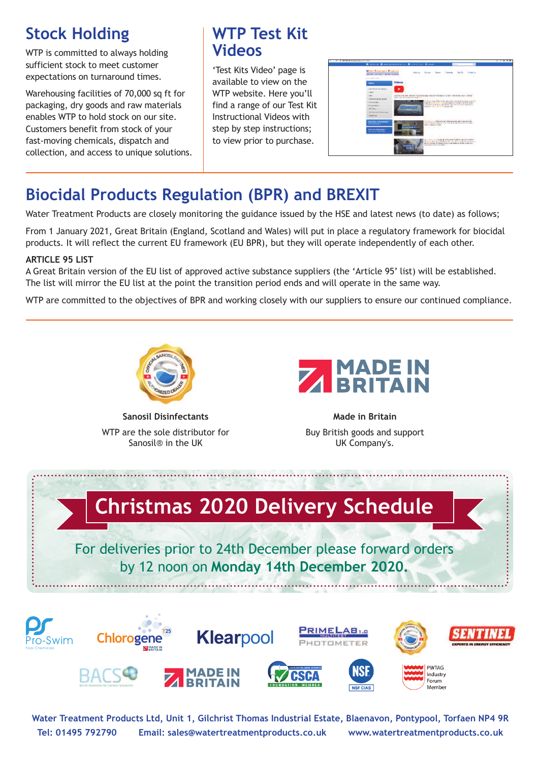## Stock Holding

WTP is committed to always holding sufficient stock to meet customer expectations on turnaround times.

Warehousing facilities of 70,000 sq ft for packaging, dry goods and raw materials enables WTP to hold stock on our site. Customers benefit from stock of your fast-moving chemicals, dispatch and collection, and access to unique solutions.

## WTP Test Kit Videos

'Test Kits Video' page is available to view on the WTP website. Here you'll find a range of our Test Kit Instructional Videos with step by step instructions; to view prior to purchase.

## Biocidal Products Regulation (BPR) and BREXIT

Water Treatment Products are closely monitoring the guidance issued by the HSE and latest news (to date) as follows;

From 1 January 2021, Great Britain (England, Scotland and Wales) will put in place a regulatory framework for biocidal products. It will reflect the current EU framework (EU BPR), but they will operate independently of each other.

**ARTICLE 95 LIST**
A Great Britain version of the EU list of approved active substance suppliers (the 'Article 95' list) will be established. The list will mirror the EU list at the point the transition period ends and will operate in the same way.

WTP are committed to the objectives of BPR and working closely with our suppliers to ensure our continued compliance.

**Sanosil Disinfectants**

WTP are the sole distributor for Sanosil® in the UK

**Made in Britain**

Buy British goods and support UK Company's.

## Christmas 2020 Delivery Schedule

For deliveries prior to 24th December please forward orders by 12 noon on **Monday 14th December 2020.**

Water Treatment Products Ltd, Unit 1, Gilchrist Thomas Industrial Estate, Blaenavon, Pontypool, Torfaen NP4 9R
Tel: 01495 792790 Email: sales@watertreatmentproducts.co.uk www.watertreatmentproducts.co.uk